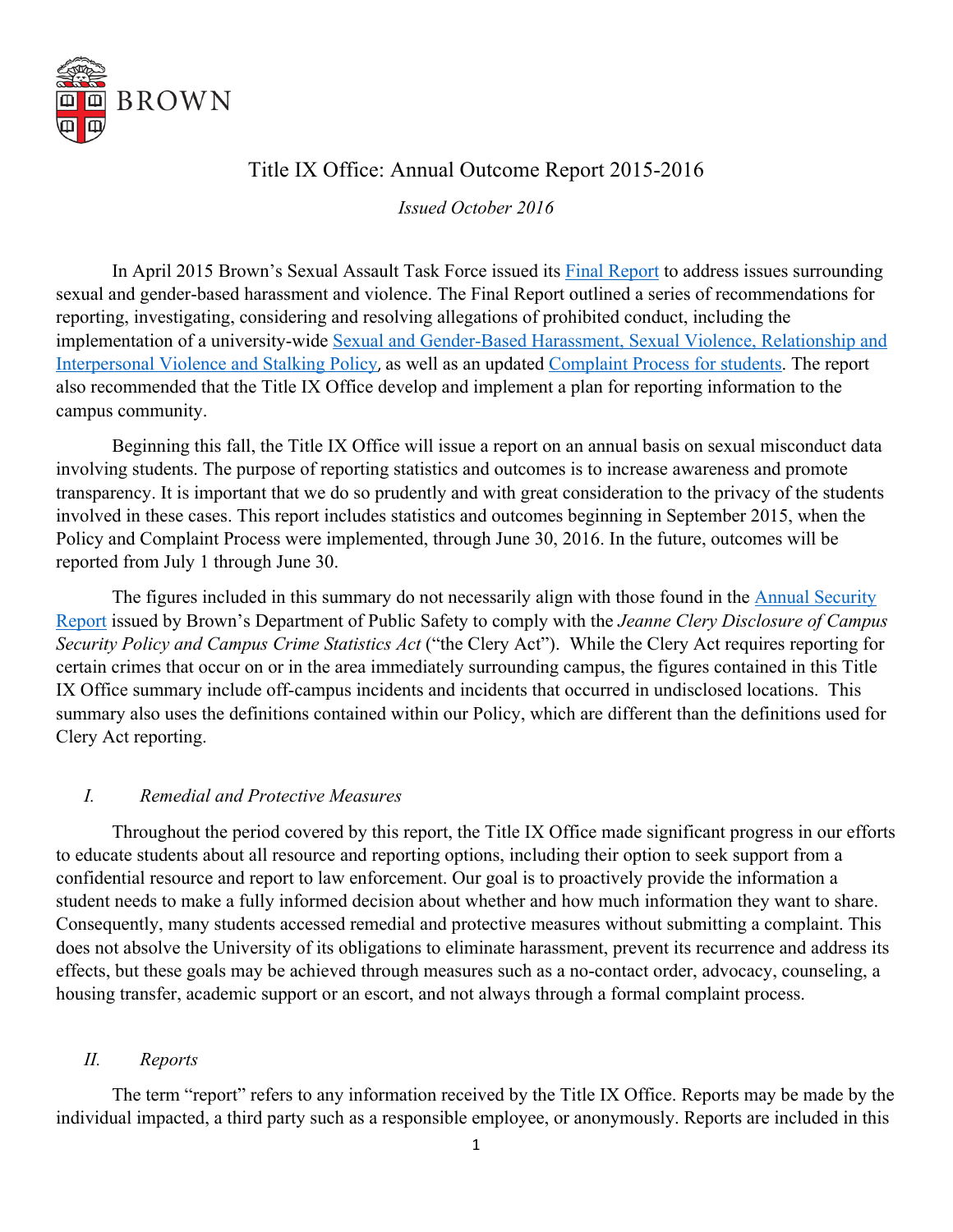BROWN

# Title IX Office: Annual Outcome Report 2015-2016

*Issued October 2016*

In April 2015 Brown's Sexual Assault Task Force issued its Final Report to address issues surrounding sexual and gender-based harassment and violence. The Final Report outlined a series of recommendations for reporting, investigating, considering and resolving allegations of prohibited conduct, including the implementation of a university-wide Sexual and Gender-Based Harassment, Sexual Violence, Relationship and Interpersonal Violence and Stalking Policy*,* as well as an updated Complaint Process for students. The report also recommended that the Title IX Office develop and implement a plan for reporting information to the campus community.

Beginning this fall, the Title IX Office will issue a report on an annual basis on sexual misconduct data involving students. The purpose of reporting statistics and outcomes is to increase awareness and promote transparency. It is important that we do so prudently and with great consideration to the privacy of the students involved in these cases. This report includes statistics and outcomes beginning in September 2015, when the Policy and Complaint Process were implemented, through June 30, 2016. In the future, outcomes will be reported from July 1 through June 30.

The figures included in this summary do not necessarily align with those found in the Annual Security Report issued by Brown's Department of Public Safety to comply with the *Jeanne Clery Disclosure of Campus Security Policy and Campus Crime Statistics Act* ("the Clery Act"). While the Clery Act requires reporting for certain crimes that occur on or in the area immediately surrounding campus, the figures contained in this Title IX Office summary include off-campus incidents and incidents that occurred in undisclosed locations. This summary also uses the definitions contained within our Policy, which are different than the definitions used for Clery Act reporting.

## *I. Remedial and Protective Measures*

Throughout the period covered by this report, the Title IX Office made significant progress in our efforts to educate students about all resource and reporting options, including their option to seek support from a confidential resource and report to law enforcement. Our goal is to proactively provide the information a student needs to make a fully informed decision about whether and how much information they want to share. Consequently, many students accessed remedial and protective measures without submitting a complaint. This does not absolve the University of its obligations to eliminate harassment, prevent its recurrence and address its effects, but these goals may be achieved through measures such as a no-contact order, advocacy, counseling, a housing transfer, academic support or an escort, and not always through a formal complaint process.

## *II. Reports*

The term "report" refers to any information received by the Title IX Office. Reports may be made by the individual impacted, a third party such as a responsible employee, or anonymously. Reports are included in this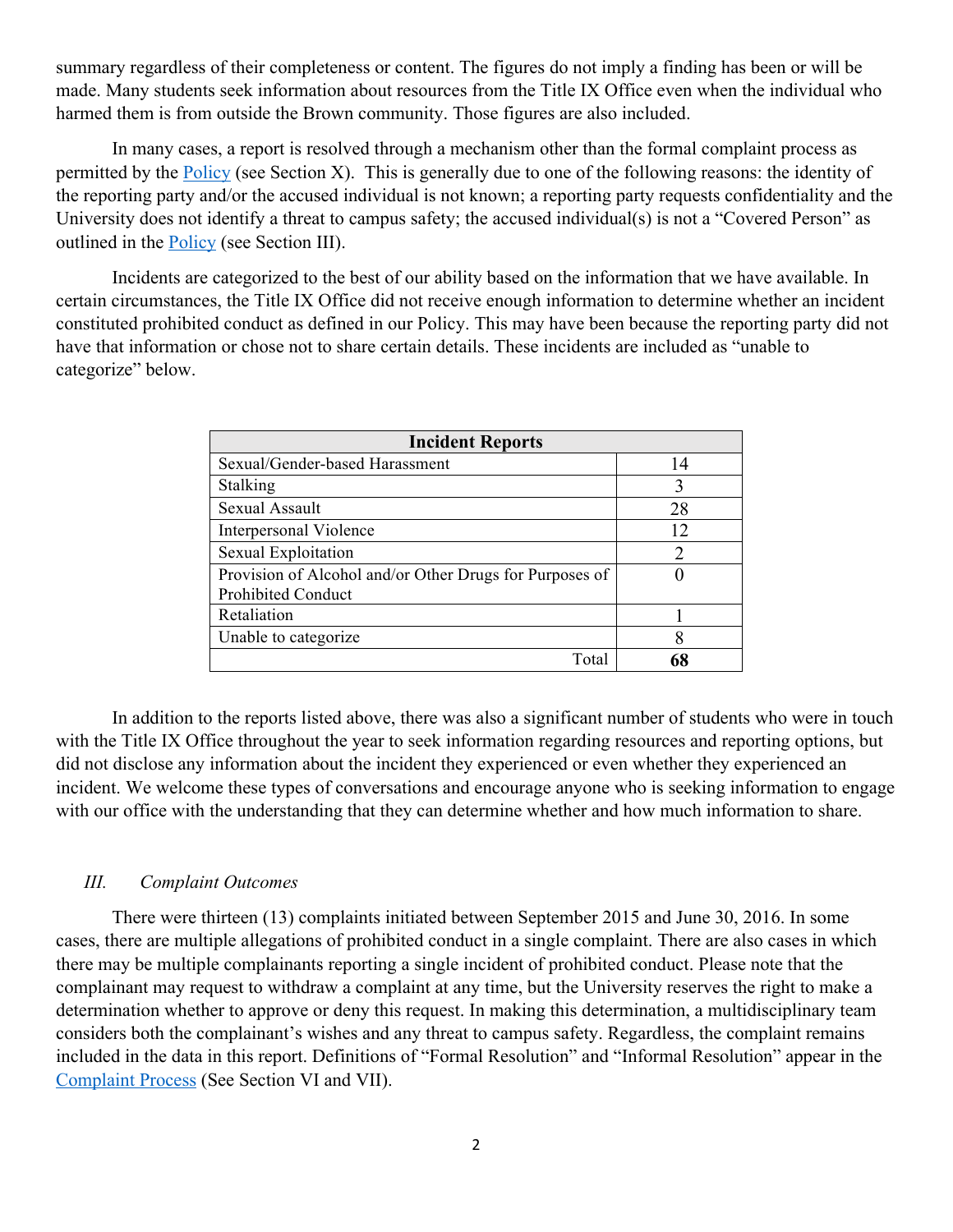summary regardless of their completeness or content. The figures do not imply a finding has been or will be made. Many students seek information about resources from the Title IX Office even when the individual who harmed them is from outside the Brown community. Those figures are also included.

In many cases, a report is resolved through a mechanism other than the formal complaint process as permitted by the Policy (see Section X). This is generally due to one of the following reasons: the identity of the reporting party and/or the accused individual is not known; a reporting party requests confidentiality and the University does not identify a threat to campus safety; the accused individual(s) is not a "Covered Person" as outlined in the Policy (see Section III).

Incidents are categorized to the best of our ability based on the information that we have available. In certain circumstances, the Title IX Office did not receive enough information to determine whether an incident constituted prohibited conduct as defined in our Policy. This may have been because the reporting party did not have that information or chose not to share certain details. These incidents are included as "unable to categorize" below.

| Incident Reports | |
|---|---|
| Sexual/Gender-based Harassment | 14 |
| Stalking | 3 |
| Sexual Assault | 28 |
| Interpersonal Violence | 12 |
| Sexual Exploitation | 2 |
| Provision of Alcohol and/or Other Drugs for Purposes of Prohibited Conduct | 0 |
| Retaliation | 1 |
| Unable to categorize | 8 |
| Total | **68** |

In addition to the reports listed above, there was also a significant number of students who were in touch with the Title IX Office throughout the year to seek information regarding resources and reporting options, but did not disclose any information about the incident they experienced or even whether they experienced an incident. We welcome these types of conversations and encourage anyone who is seeking information to engage with our office with the understanding that they can determine whether and how much information to share.

### *III. Complaint Outcomes*

There were thirteen (13) complaints initiated between September 2015 and June 30, 2016. In some cases, there are multiple allegations of prohibited conduct in a single complaint. There are also cases in which there may be multiple complainants reporting a single incident of prohibited conduct. Please note that the complainant may request to withdraw a complaint at any time, but the University reserves the right to make a determination whether to approve or deny this request. In making this determination, a multidisciplinary team considers both the complainant's wishes and any threat to campus safety. Regardless, the complaint remains included in the data in this report. Definitions of "Formal Resolution" and "Informal Resolution" appear in the Complaint Process (See Section VI and VII).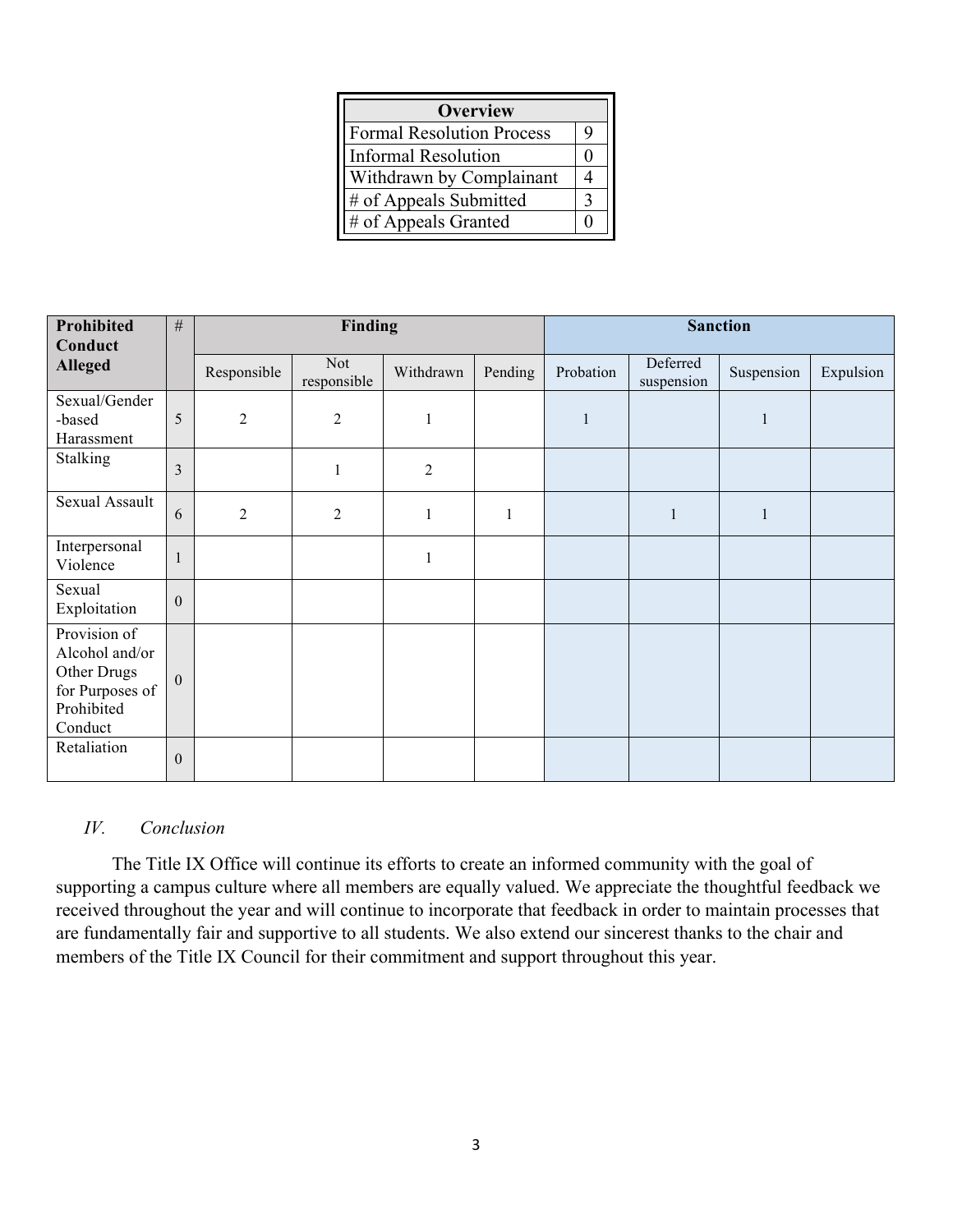| Overview | |
|---|---|
| Formal Resolution Process | 9 |
| Informal Resolution | 0 |
| Withdrawn by Complainant | 4 |
| # of Appeals Submitted | 3 |
| # of Appeals Granted | 0 |

| Prohibited Conduct Alleged | # | Finding | | | | Sanction | | | |
|---|---|---|---|---|---|---|---|---|---|
| | | Responsible | Not responsible | Withdrawn | Pending | Probation | Deferred suspension | Suspension | Expulsion |
| Sexual/Gender-based Harassment | 5 | 2 | 2 | 1 | | 1 | | 1 | |
| Stalking | 3 | | 1 | 2 | | | | | |
| Sexual Assault | 6 | 2 | 2 | 1 | 1 | | 1 | 1 | |
| Interpersonal Violence | 1 | | | 1 | | | | | |
| Sexual Exploitation | 0 | | | | | | | | |
| Provision of Alcohol and/or Other Drugs for Purposes of Prohibited Conduct | 0 | | | | | | | | |
| Retaliation | 0 | | | | | | | | |

## *IV. Conclusion*

The Title IX Office will continue its efforts to create an informed community with the goal of supporting a campus culture where all members are equally valued. We appreciate the thoughtful feedback we received throughout the year and will continue to incorporate that feedback in order to maintain processes that are fundamentally fair and supportive to all students. We also extend our sincerest thanks to the chair and members of the Title IX Council for their commitment and support throughout this year.